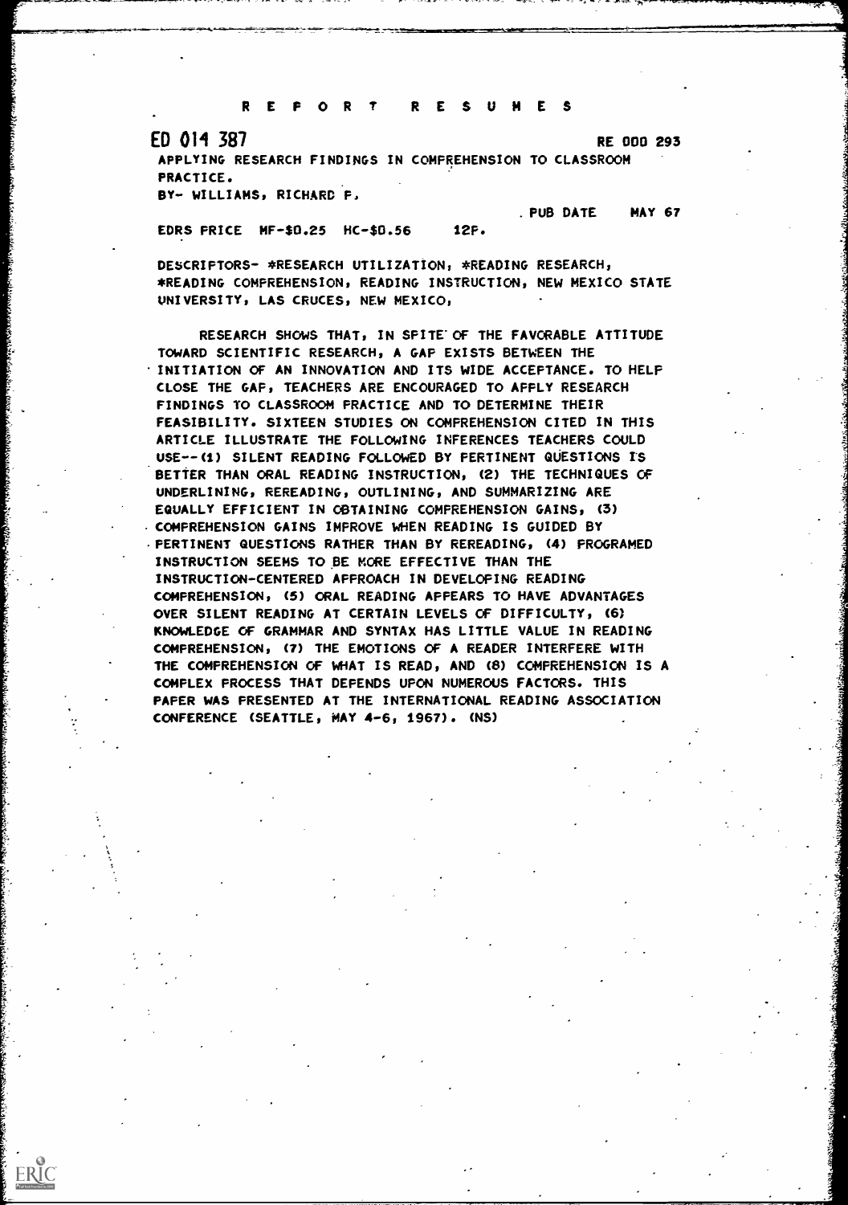# R E P O R T   R E S U M E S

**ED 014 387** RE 000 293

APPLYING RESEARCH FINDINGS IN COMPREHENSION TO CLASSROOM PRACTICE.

BY- WILLIAMS, RICHARD P.

PUB DATE MAY 67

EDRS PRICE MF-$0.25 HC-$0.56 12P.

DESCRIPTORS- *RESEARCH UTILIZATION, *READING RESEARCH, *READING COMPREHENSION, READING INSTRUCTION, NEW MEXICO STATE UNIVERSITY, LAS CRUCES, NEW MEXICO,

RESEARCH SHOWS THAT, IN SPITE OF THE FAVORABLE ATTITUDE TOWARD SCIENTIFIC RESEARCH, A GAP EXISTS BETWEEN THE INITIATION OF AN INNOVATION AND ITS WIDE ACCEPTANCE. TO HELP CLOSE THE GAP, TEACHERS ARE ENCOURAGED TO APPLY RESEARCH FINDINGS TO CLASSROOM PRACTICE AND TO DETERMINE THEIR FEASIBILITY. SIXTEEN STUDIES ON COMPREHENSION CITED IN THIS ARTICLE ILLUSTRATE THE FOLLOWING INFERENCES TEACHERS COULD USE--(1) SILENT READING FOLLOWED BY PERTINENT QUESTIONS IS BETTER THAN ORAL READING INSTRUCTION, (2) THE TECHNIQUES OF UNDERLINING, REREADING, OUTLINING, AND SUMMARIZING ARE EQUALLY EFFICIENT IN OBTAINING COMPREHENSION GAINS, (3) COMPREHENSION GAINS IMPROVE WHEN READING IS GUIDED BY PERTINENT QUESTIONS RATHER THAN BY REREADING, (4) PROGRAMED INSTRUCTION SEEMS TO BE MORE EFFECTIVE THAN THE INSTRUCTION-CENTERED APPROACH IN DEVELOPING READING COMPREHENSION, (5) ORAL READING APPEARS TO HAVE ADVANTAGES OVER SILENT READING AT CERTAIN LEVELS OF DIFFICULTY, (6) KNOWLEDGE OF GRAMMAR AND SYNTAX HAS LITTLE VALUE IN READING COMPREHENSION, (7) THE EMOTIONS OF A READER INTERFERE WITH THE COMPREHENSION OF WHAT IS READ, AND (8) COMPREHENSION IS A COMPLEX PROCESS THAT DEPENDS UPON NUMEROUS FACTORS. THIS PAPER WAS PRESENTED AT THE INTERNATIONAL READING ASSOCIATION CONFERENCE (SEATTLE, MAY 4-6, 1967). (NS)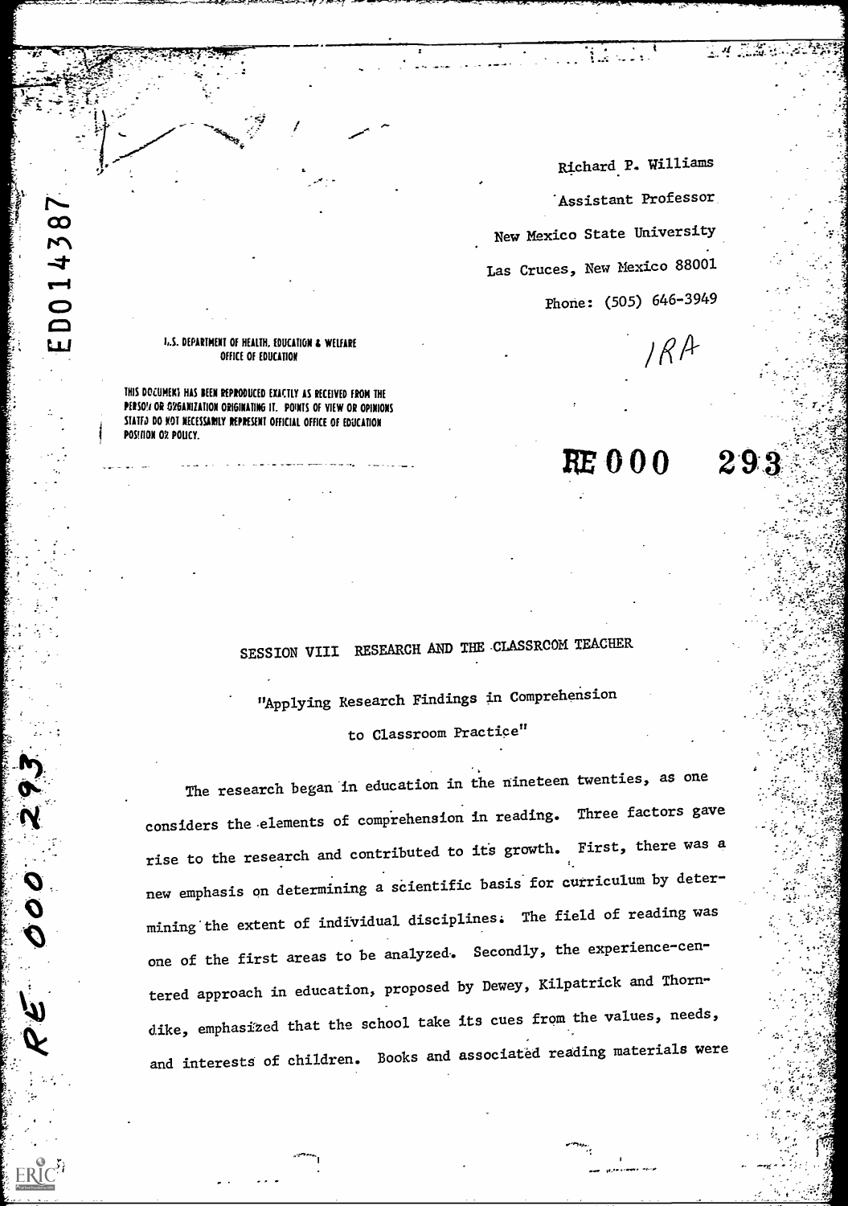Richard P. Williams

Assistant Professor

New Mexico State University

Las Cruces, New Mexico 88001

Phone: (505) 646-3949

IRA

U.S. DEPARTMENT OF HEALTH, EDUCATION & WELFARE
OFFICE OF EDUCATION

THIS DOCUMENT HAS BEEN REPRODUCED EXACTLY AS RECEIVED FROM THE PERSON OR ORGANIZATION ORIGINATING IT. POINTS OF VIEW OR OPINIONS STATED DO NOT NECESSARILY REPRESENT OFFICIAL OFFICE OF EDUCATION POSITION OR POLICY.

RE 000 293

## SESSION VIII RESEARCH AND THE CLASSROOM TEACHER

### "Applying Research Findings in Comprehension to Classroom Practice"

The research began in education in the nineteen twenties, as one considers the elements of comprehension in reading. Three factors gave rise to the research and contributed to its growth. First, there was a new emphasis on determining a scientific basis for curriculum by determining the extent of individual disciplines. The field of reading was one of the first areas to be analyzed. Secondly, the experience-centered approach in education, proposed by Dewey, Kilpatrick and Thorndike, emphasized that the school take its cues from the values, needs, and interests of children. Books and associated reading materials were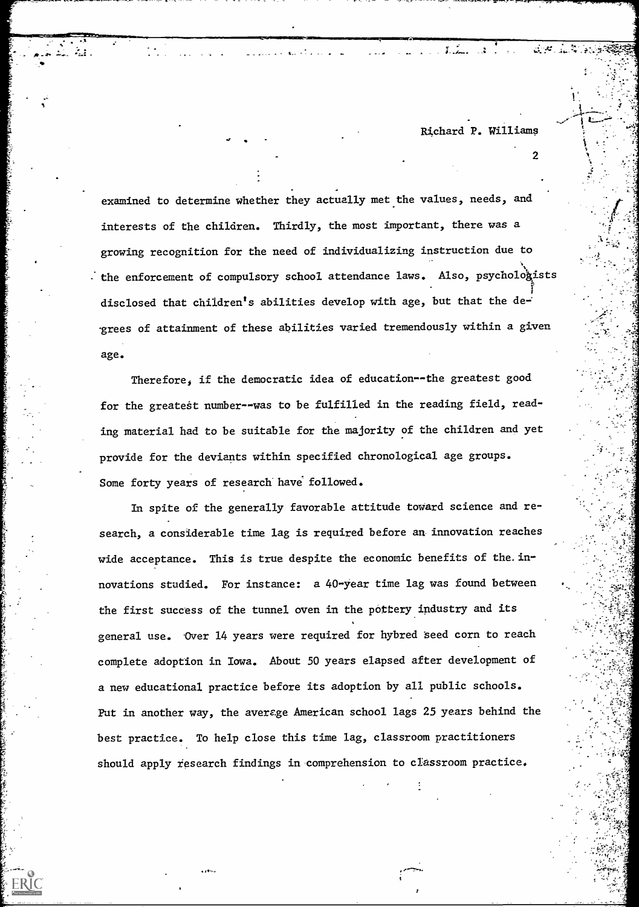examined to determine whether they actually met the values, needs, and interests of the children. Thirdly, the most important, there was a growing recognition for the need of individualizing instruction due to the enforcement of compulsory school attendance laws. Also, psychologists disclosed that children's abilities develop with age, but that the degrees of attainment of these abilities varied tremendously within a given age.

Therefore, if the democratic idea of education--the greatest good for the greatest number--was to be fulfilled in the reading field, reading material had to be suitable for the majority of the children and yet provide for the deviants within specified chronological age groups. Some forty years of research have followed.

In spite of the generally favorable attitude toward science and research, a considerable time lag is required before an innovation reaches wide acceptance. This is true despite the economic benefits of the innovations studied. For instance: a 40-year time lag was found between the first success of the tunnel oven in the pottery industry and its general use. Over 14 years were required for hybred seed corn to reach complete adoption in Iowa. About 50 years elapsed after development of a new educational practice before its adoption by all public schools. Put in another way, the average American school lags 25 years behind the best practice. To help close this time lag, classroom practitioners should apply research findings in comprehension to classroom practice.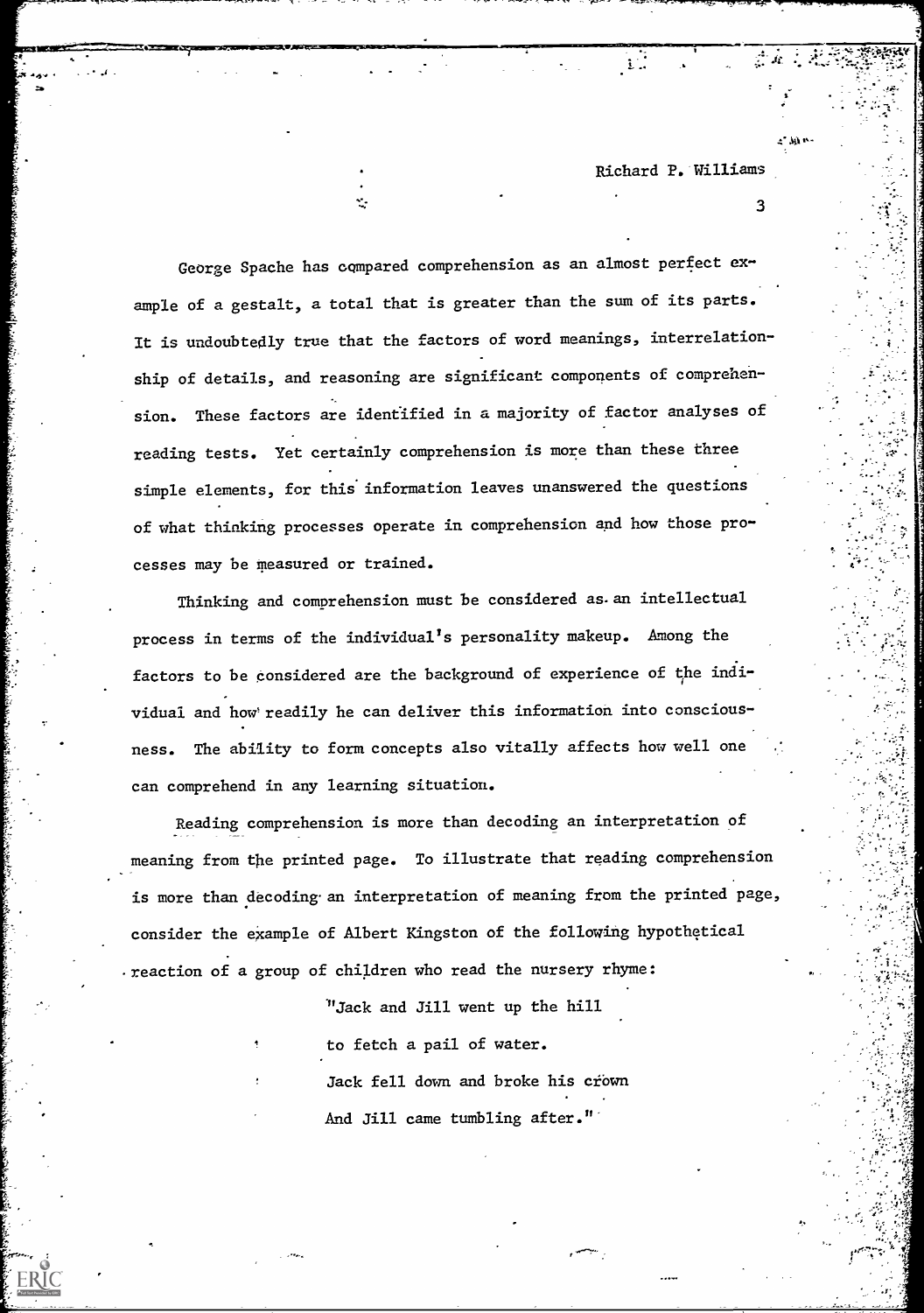George Spache has compared comprehension as an almost perfect example of a gestalt, a total that is greater than the sum of its parts. It is undoubtedly true that the factors of word meanings, interrelationship of details, and reasoning are significant components of comprehension. These factors are identified in a majority of factor analyses of reading tests. Yet certainly comprehension is more than these three simple elements, for this information leaves unanswered the questions of what thinking processes operate in comprehension and how those processes may be measured or trained.

Thinking and comprehension must be considered as an intellectual process in terms of the individual's personality makeup. Among the factors to be considered are the background of experience of the individual and how readily he can deliver this information into consciousness. The ability to form concepts also vitally affects how well one can comprehend in any learning situation.

Reading comprehension is more than decoding an interpretation of meaning from the printed page. To illustrate that reading comprehension is more than decoding an interpretation of meaning from the printed page, consider the example of Albert Kingston of the following hypothetical reaction of a group of children who read the nursery rhyme:

> "Jack and Jill went up the hill
> to fetch a pail of water.
> Jack fell down and broke his crown
> And Jill came tumbling after."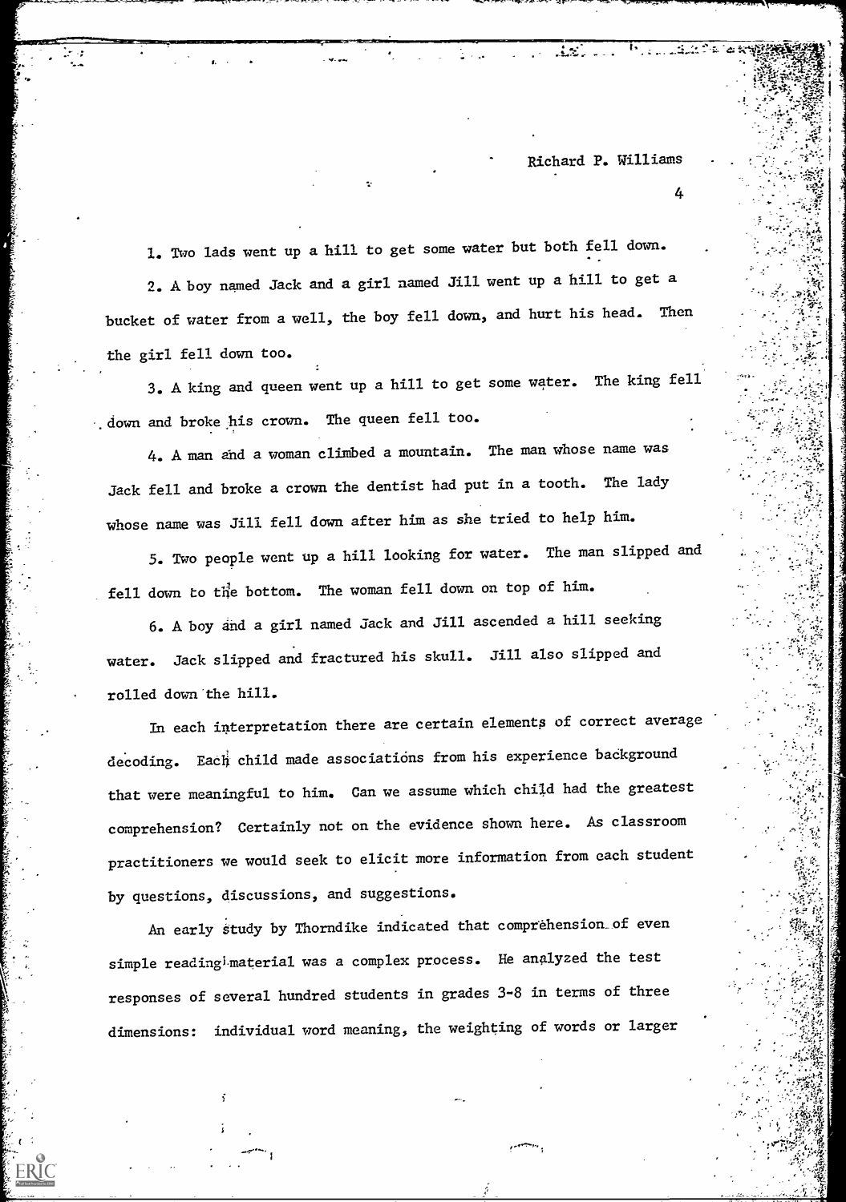1. Two lads went up a hill to get some water but both fell down.

2. A boy named Jack and a girl named Jill went up a hill to get a bucket of water from a well, the boy fell down, and hurt his head. Then the girl fell down too.

3. A king and queen went up a hill to get some water. The king fell down and broke his crown. The queen fell too.

4. A man and a woman climbed a mountain. The man whose name was Jack fell and broke a crown the dentist had put in a tooth. The lady whose name was Jill fell down after him as she tried to help him.

5. Two people went up a hill looking for water. The man slipped and fell down to the bottom. The woman fell down on top of him.

6. A boy and a girl named Jack and Jill ascended a hill seeking water. Jack slipped and fractured his skull. Jill also slipped and rolled down the hill.

In each interpretation there are certain elements of correct average decoding. Each child made associations from his experience background that were meaningful to him. Can we assume which child had the greatest comprehension? Certainly not on the evidence shown here. As classroom practitioners we would seek to elicit more information from each student by questions, discussions, and suggestions.

An early study by Thorndike indicated that comprehension of even simple reading material was a complex process. He analyzed the test responses of several hundred students in grades 3-8 in terms of three dimensions: individual word meaning, the weighting of words or larger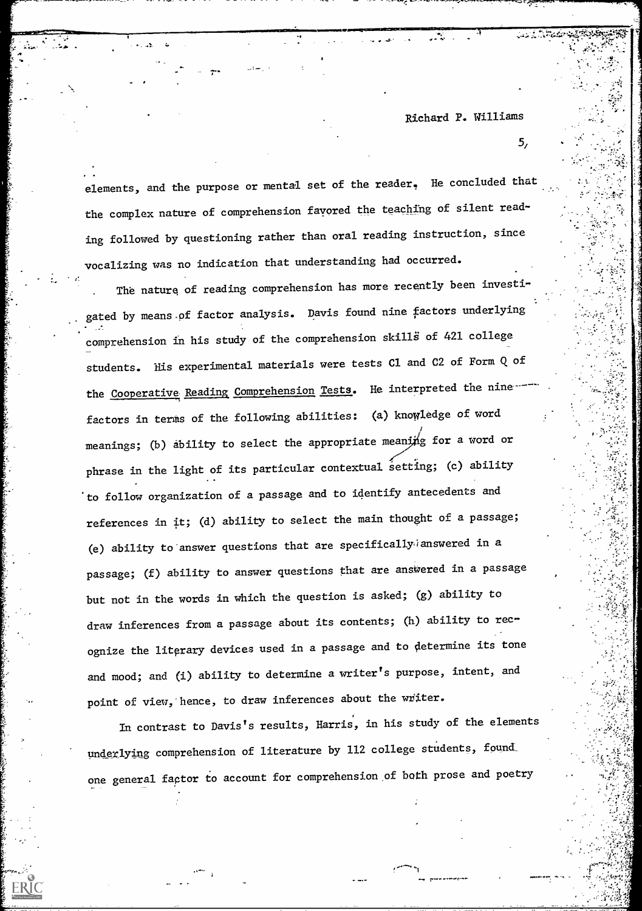elements, and the purpose or mental set of the reader. He concluded that the complex nature of comprehension favored the teaching of silent reading followed by questioning rather than oral reading instruction, since vocalizing was no indication that understanding had occurred.

The nature of reading comprehension has more recently been investigated by means of factor analysis. Davis found nine factors underlying comprehension in his study of the comprehension skills of 421 college students. His experimental materials were tests C1 and C2 of Form Q of the Cooperative Reading Comprehension Tests. He interpreted the nine factors in terms of the following abilities: (a) knowledge of word meanings; (b) ability to select the appropriate meaning for a word or phrase in the light of its particular contextual setting; (c) ability to follow organization of a passage and to identify antecedents and references in it; (d) ability to select the main thought of a passage; (e) ability to answer questions that are specifically answered in a passage; (f) ability to answer questions that are answered in a passage but not in the words in which the question is asked; (g) ability to draw inferences from a passage about its contents; (h) ability to recognize the literary devices used in a passage and to determine its tone and mood; and (i) ability to determine a writer's purpose, intent, and point of view, hence, to draw inferences about the writer.

In contrast to Davis's results, Harris, in his study of the elements underlying comprehension of literature by 112 college students, found one general factor to account for comprehension of both prose and poetry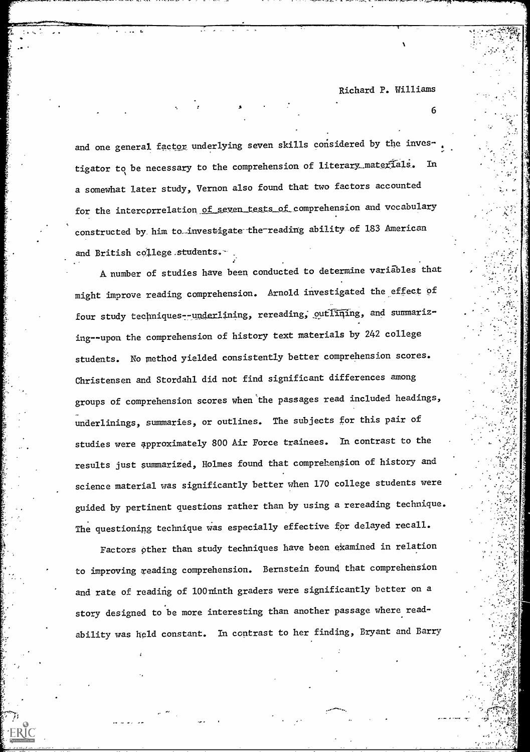and one general factor underlying seven skills considered by the investigator to be necessary to the comprehension of literary materials. In a somewhat later study, Vernon also found that two factors accounted for the intercorrelation of seven tests of comprehension and vocabulary constructed by him to investigate the reading ability of 183 American and British college students.

A number of studies have been conducted to determine variables that might improve reading comprehension. Arnold investigated the effect of four study techniques--underlining, rereading, outlining, and summarizing--upon the comprehension of history text materials by 242 college students. No method yielded consistently better comprehension scores. Christensen and Stordahl did not find significant differences among groups of comprehension scores when the passages read included headings, underlinings, summaries, or outlines. The subjects for this pair of studies were approximately 800 Air Force trainees. In contrast to the results just summarized, Holmes found that comprehension of history and science material was significantly better when 170 college students were guided by pertinent questions rather than by using a rereading technique. The questioning technique was especially effective for delayed recall.

Factors other than study techniques have been examined in relation to improving reading comprehension. Bernstein found that comprehension and rate of reading of 100 ninth graders were significantly better on a story designed to be more interesting than another passage where readability was held constant. In contrast to her finding, Bryant and Barry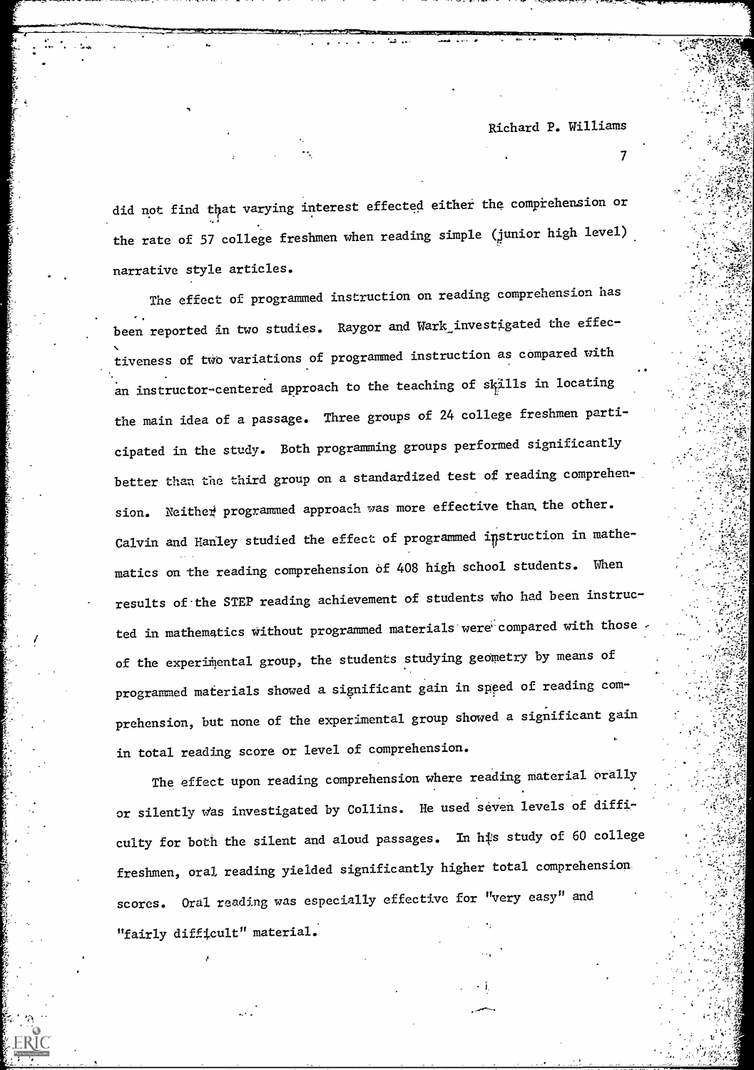did not find that varying interest effected either the comprehension or the rate of 57 college freshmen when reading simple (junior high level) narrative style articles.

The effect of programmed instruction on reading comprehension has been reported in two studies. Raygor and Wark investigated the effectiveness of two variations of programmed instruction as compared with an instructor-centered approach to the teaching of skills in locating the main idea of a passage. Three groups of 24 college freshmen participated in the study. Both programming groups performed significantly better than the third group on a standardized test of reading comprehension. Neither programmed approach was more effective than the other. Calvin and Hanley studied the effect of programmed instruction in mathematics on the reading comprehension of 408 high school students. When results of the STEP reading achievement of students who had been instructed in mathematics without programmed materials were compared with those of the experimental group, the students studying geometry by means of programmed materials showed a significant gain in speed of reading comprehension, but none of the experimental group showed a significant gain in total reading score or level of comprehension.

The effect upon reading comprehension where reading material orally or silently was investigated by Collins. He used seven levels of difficulty for both the silent and aloud passages. In his study of 60 college freshmen, oral reading yielded significantly higher total comprehension scores. Oral reading was especially effective for "very easy" and "fairly difficult" material.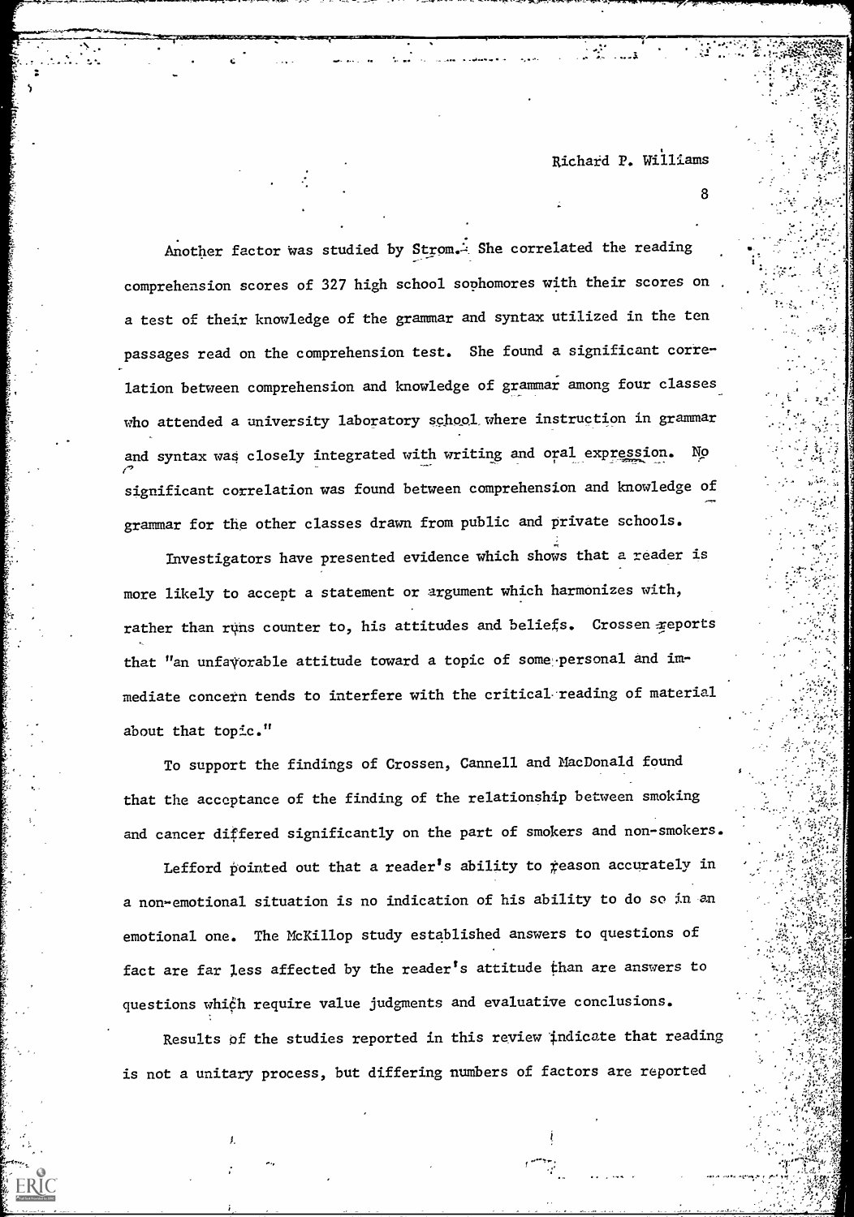Another factor was studied by Strom. She correlated the reading comprehension scores of 327 high school sophomores with their scores on a test of their knowledge of the grammar and syntax utilized in the ten passages read on the comprehension test. She found a significant correlation between comprehension and knowledge of grammar among four classes who attended a university laboratory school where instruction in grammar and syntax was closely integrated with writing and oral expression. No significant correlation was found between comprehension and knowledge of grammar for the other classes drawn from public and private schools.

Investigators have presented evidence which shows that a reader is more likely to accept a statement or argument which harmonizes with, rather than runs counter to, his attitudes and beliefs. Crossen reports that "an unfavorable attitude toward a topic of some personal and immediate concern tends to interfere with the critical reading of material about that topic."

To support the findings of Crossen, Cannell and MacDonald found that the acceptance of the finding of the relationship between smoking and cancer differed significantly on the part of smokers and non-smokers.

Lefford pointed out that a reader's ability to reason accurately in a non-emotional situation is no indication of his ability to do so in an emotional one. The McKillop study established answers to questions of fact are far less affected by the reader's attitude than are answers to questions which require value judgments and evaluative conclusions.

Results of the studies reported in this review indicate that reading is not a unitary process, but differing numbers of factors are reported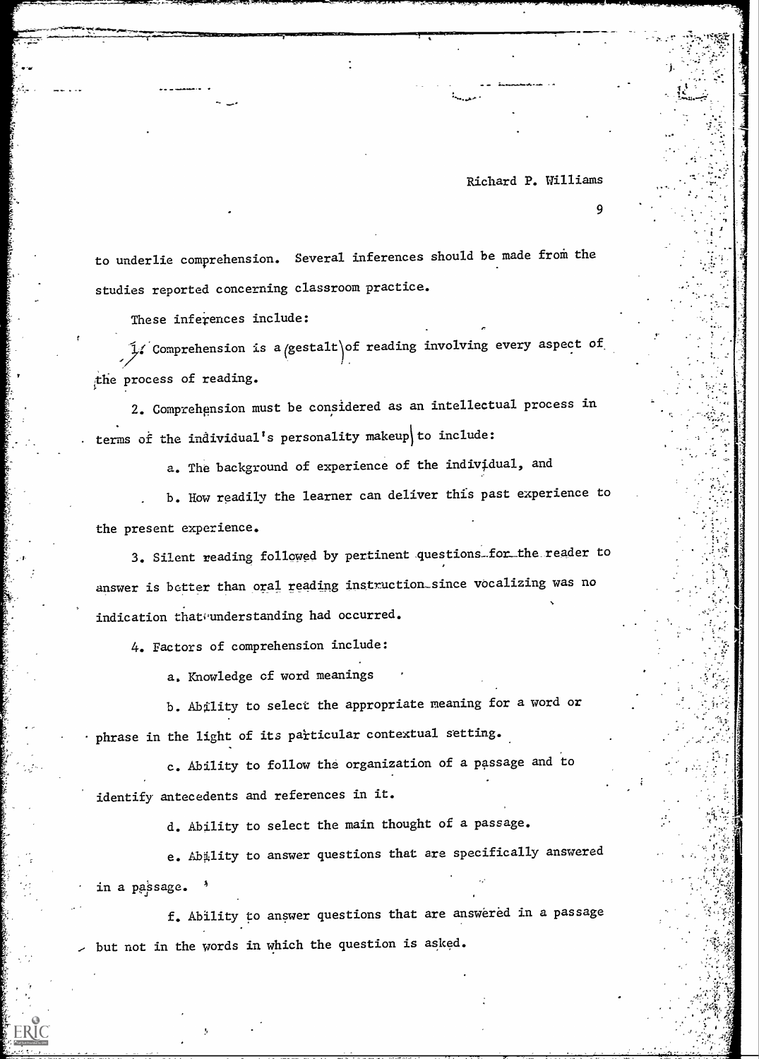to underlie comprehension. Several inferences should be made from the studies reported concerning classroom practice.

These inferences include:

1. Comprehension is a gestalt of reading involving every aspect of the process of reading.

2. Comprehension must be considered as an intellectual process in terms of the individual's personality makeup to include:

   a. The background of experience of the individual, and

   b. How readily the learner can deliver this past experience to the present experience.

3. Silent reading followed by pertinent questions for the reader to answer is better than oral reading instruction since vocalizing was no indication that understanding had occurred.

4. Factors of comprehension include:

   a. Knowledge of word meanings

   b. Ability to select the appropriate meaning for a word or phrase in the light of its particular contextual setting.

   c. Ability to follow the organization of a passage and to identify antecedents and references in it.

   d. Ability to select the main thought of a passage.

   e. Ability to answer questions that are specifically answered in a passage.

   f. Ability to answer questions that are answered in a passage but not in the words in which the question is asked.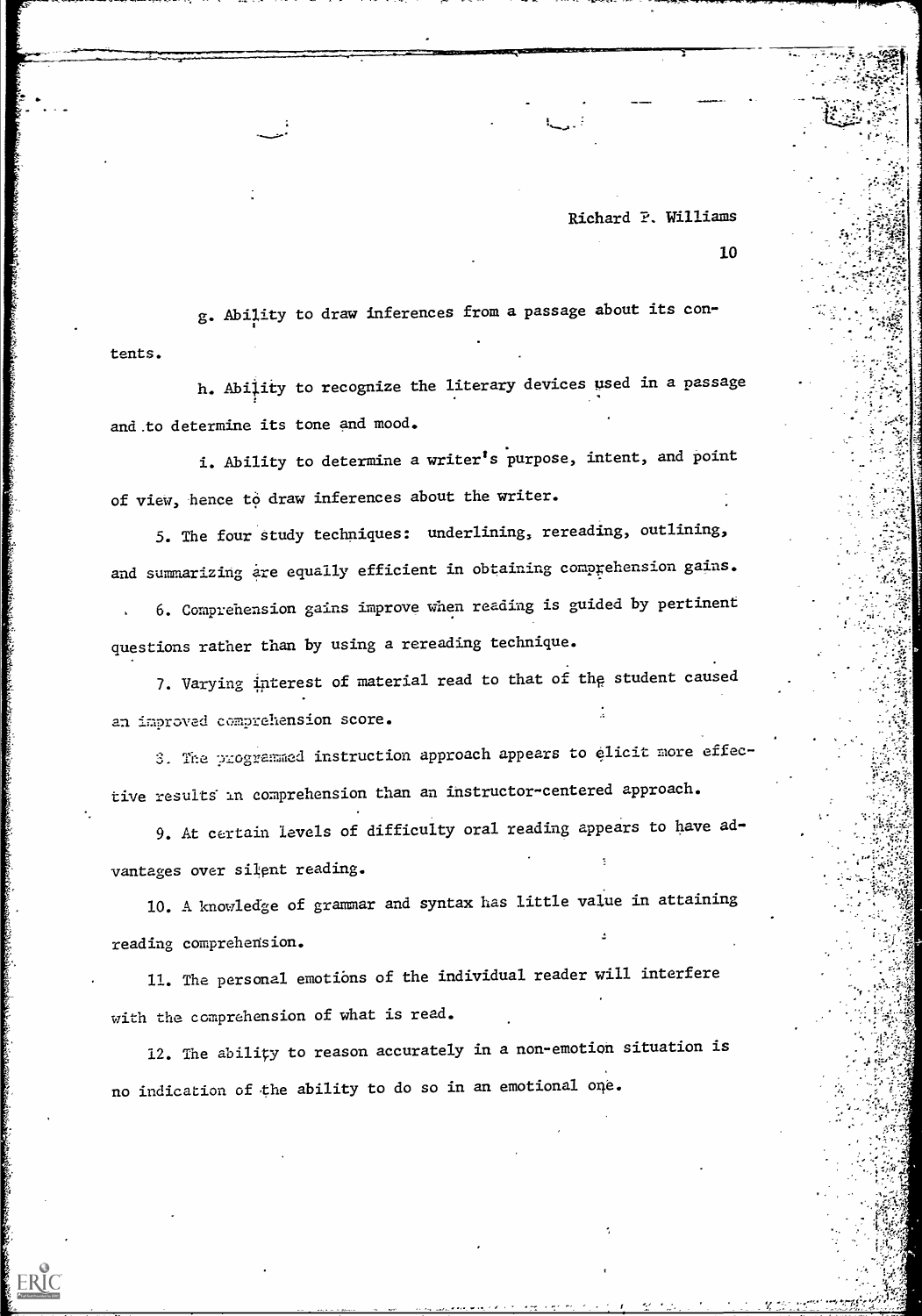g. Ability to draw inferences from a passage about its contents.

h. Ability to recognize the literary devices used in a passage and to determine its tone and mood.

i. Ability to determine a writer's purpose, intent, and point of view, hence to draw inferences about the writer.

5. The four study techniques: underlining, rereading, outlining, and summarizing are equally efficient in obtaining comprehension gains.

6. Comprehension gains improve when reading is guided by pertinent questions rather than by using a rereading technique.

7. Varying interest of material read to that of the student caused an improved comprehension score.

8. The programmed instruction approach appears to elicit more effective results in comprehension than an instructor-centered approach.

9. At certain levels of difficulty oral reading appears to have advantages over silent reading.

10. A knowledge of grammar and syntax has little value in attaining reading comprehension.

11. The personal emotions of the individual reader will interfere with the comprehension of what is read.

12. The ability to reason accurately in a non-emotion situation is no indication of the ability to do so in an emotional one.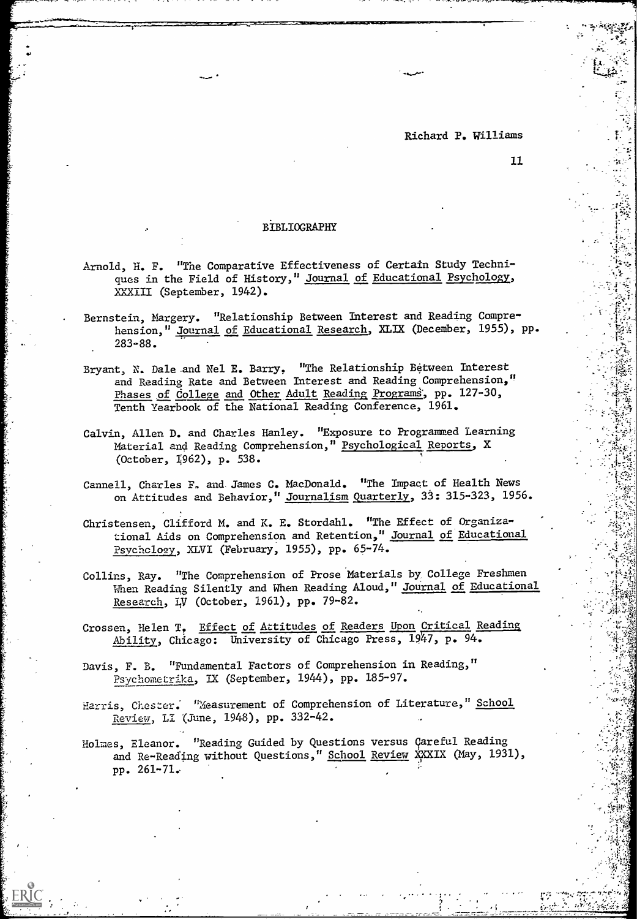# BIBLIOGRAPHY

Arnold, H. F. "The Comparative Effectiveness of Certain Study Techniques in the Field of History," Journal of Educational Psychology, XXXIII (September, 1942).

Bernstein, Margery. "Relationship Between Interest and Reading Comprehension," Journal of Educational Research, XLIX (December, 1955), pp. 283-88.

Bryant, N. Dale and Nel E. Barry. "The Relationship Between Interest and Reading Rate and Between Interest and Reading Comprehension," Phases of College and Other Adult Reading Programs, pp. 127-30, Tenth Yearbook of the National Reading Conference, 1961.

Calvin, Allen D. and Charles Hanley. "Exposure to Programmed Learning Material and Reading Comprehension," Psychological Reports, X (October, 1962), p. 538.

Cannell, Charles F. and James C. MacDonald. "The Impact of Health News on Attitudes and Behavior," Journalism Quarterly, 33: 315-323, 1956.

Christensen, Clifford M. and K. E. Stordahl. "The Effect of Organizational Aids on Comprehension and Retention," Journal of Educational Psychology, XLVI (February, 1955), pp. 65-74.

Collins, Ray. "The Comprehension of Prose Materials by College Freshmen When Reading Silently and When Reading Aloud," Journal of Educational Research, LV (October, 1961), pp. 79-82.

Crossen, Helen T. Effect of Attitudes of Readers Upon Critical Reading Ability, Chicago: University of Chicago Press, 1947, p. 94.

Davis, F. B. "Fundamental Factors of Comprehension in Reading," Psychometrika, IX (September, 1944), pp. 185-97.

Harris, Chester. "Measurement of Comprehension of Literature," School Review, LI (June, 1948), pp. 332-42.

Holmes, Eleanor. "Reading Guided by Questions versus Careful Reading and Re-Reading without Questions," School Review XXXIX (May, 1931), pp. 261-71.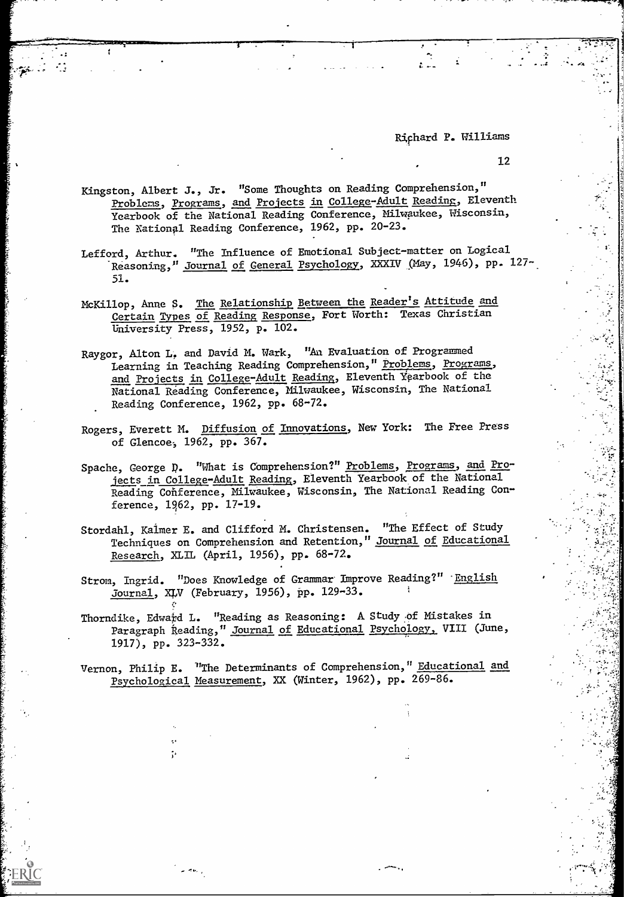Kingston, Albert J., Jr. "Some Thoughts on Reading Comprehension," Problems, Programs, and Projects in College-Adult Reading, Eleventh Yearbook of the National Reading Conference, Milwaukee, Wisconsin, The National Reading Conference, 1962, pp. 20-23.

Lefford, Arthur. "The Influence of Emotional Subject-matter on Logical Reasoning," Journal of General Psychology, XXXIV (May, 1946), pp. 127-51.

McKillop, Anne S. The Relationship Between the Reader's Attitude and Certain Types of Reading Response, Fort Worth: Texas Christian University Press, 1952, p. 102.

Raygor, Alton L. and David M. Wark, "An Evaluation of Programmed Learning in Teaching Reading Comprehension," Problems, Programs, and Projects in College-Adult Reading, Eleventh Yearbook of the National Reading Conference, Milwaukee, Wisconsin, The National Reading Conference, 1962, pp. 68-72.

Rogers, Everett M. Diffusion of Innovations, New York: The Free Press of Glencoe, 1962, pp. 367.

Spache, George D. "What is Comprehension?" Problems, Programs, and Projects in College-Adult Reading, Eleventh Yearbook of the National Reading Conference, Milwaukee, Wisconsin, The National Reading Conference, 1962, pp. 17-19.

Stordahl, Kalmer E. and Clifford M. Christensen. "The Effect of Study Techniques on Comprehension and Retention," Journal of Educational Research, XLIL (April, 1956), pp. 68-72.

Strom, Ingrid. "Does Knowledge of Grammar Improve Reading?" English Journal, XLV (February, 1956), pp. 129-33.

Thorndike, Edward L. "Reading as Reasoning: A Study of Mistakes in Paragraph Reading," Journal of Educational Psychology, VIII (June, 1917), pp. 323-332.

Vernon, Philip E. "The Determinants of Comprehension," Educational and Psychological Measurement, XX (Winter, 1962), pp. 269-86.